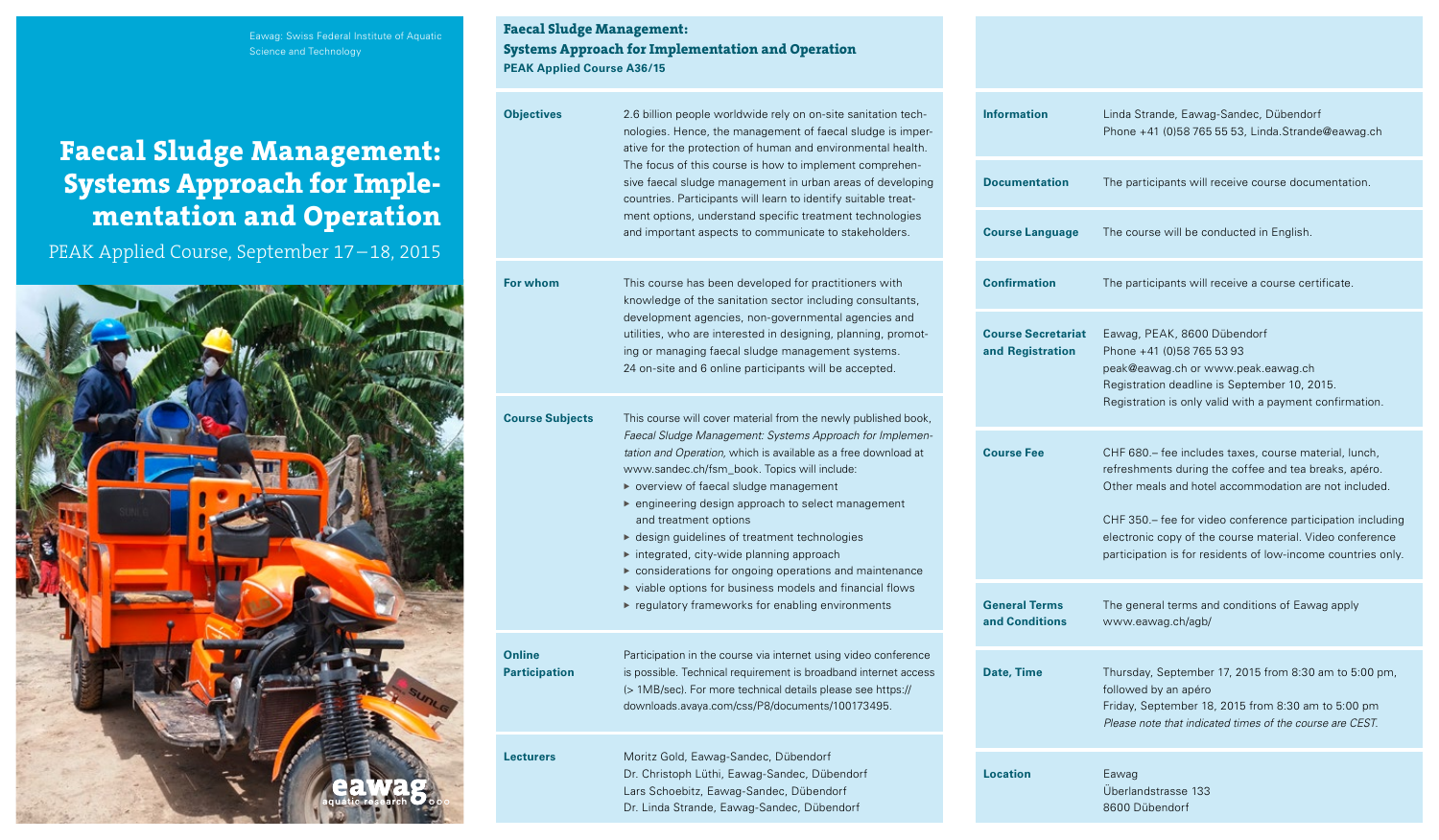Eawag: Swiss Federal Institute of Aquatic Science and Technology

# Faecal Sludge Management: Systems Approach for Implementation and Operation

PEAK Applied Course, September 17 – 18, 2015

eawag aquatic research

## Faecal Sludge Management: Systems Approach for Implementation and Operation

**PEAK Applied Course A36/15**

**Objectives**

2.6 billion people worldwide rely on on-site sanitation technologies. Hence, the management of faecal sludge is imperative for the protection of human and environmental health. The focus of this course is how to implement comprehensive faecal sludge management in urban areas of developing countries. Participants will learn to identify suitable treatment options, understand specific treatment technologies and important aspects to communicate to stakeholders.

**For whom**

This course has been developed for practitioners with knowledge of the sanitation sector including consultants, development agencies, non-governmental agencies and utilities, who are interested in designing, planning, promoting or managing faecal sludge management systems. 24 on-site and 6 online participants will be accepted.

**Course Subjects**

This course will cover material from the newly published book, *Faecal Sludge Management: Systems Approach for Implementation and Operation,* which is available as a free download at www.sandec.ch/fsm_book. Topics will include:

- overview of faecal sludge management
- engineering design approach to select management and treatment options
- design guidelines of treatment technologies
- integrated, city-wide planning approach
- considerations for ongoing operations and maintenance
- viable options for business models and financial flows
- regulatory frameworks for enabling environments

**Online Participation**

Participation in the course via internet using video conference is possible. Technical requirement is broadband internet access (> 1MB/sec). For more technical details please see https://downloads.avaya.com/css/P8/documents/100173495.

**Lecturers**

Moritz Gold, Eawag-Sandec, Dübendorf
Dr. Christoph Lüthi, Eawag-Sandec, Dübendorf
Lars Schoebitz, Eawag-Sandec, Dübendorf
Dr. Linda Strande, Eawag-Sandec, Dübendorf

**Information**

Linda Strande, Eawag-Sandec, Dübendorf
Phone +41 (0)58 765 55 53, Linda.Strande@eawag.ch

**Documentation**

The participants will receive course documentation.

**Course Language**

The course will be conducted in English.

**Confirmation**

The participants will receive a course certificate.

**Course Secretariat and Registration**

Eawag, PEAK, 8600 Dübendorf
Phone +41 (0)58 765 53 93
peak@eawag.ch or www.peak.eawag.ch
Registration deadline is September 10, 2015.
Registration is only valid with a payment confirmation.

**Course Fee**

CHF 680.– fee includes taxes, course material, lunch, refreshments during the coffee and tea breaks, apéro. Other meals and hotel accommodation are not included.

CHF 350.– fee for video conference participation including electronic copy of the course material. Video conference participation is for residents of low-income countries only.

**General Terms and Conditions**

The general terms and conditions of Eawag apply www.eawag.ch/agb/

**Date, Time**

Thursday, September 17, 2015 from 8:30 am to 5:00 pm, followed by an apéro
Friday, September 18, 2015 from 8:30 am to 5:00 pm
*Please note that indicated times of the course are CEST.*

**Location**

Eawag
Überlandstrasse 133
8600 Dübendorf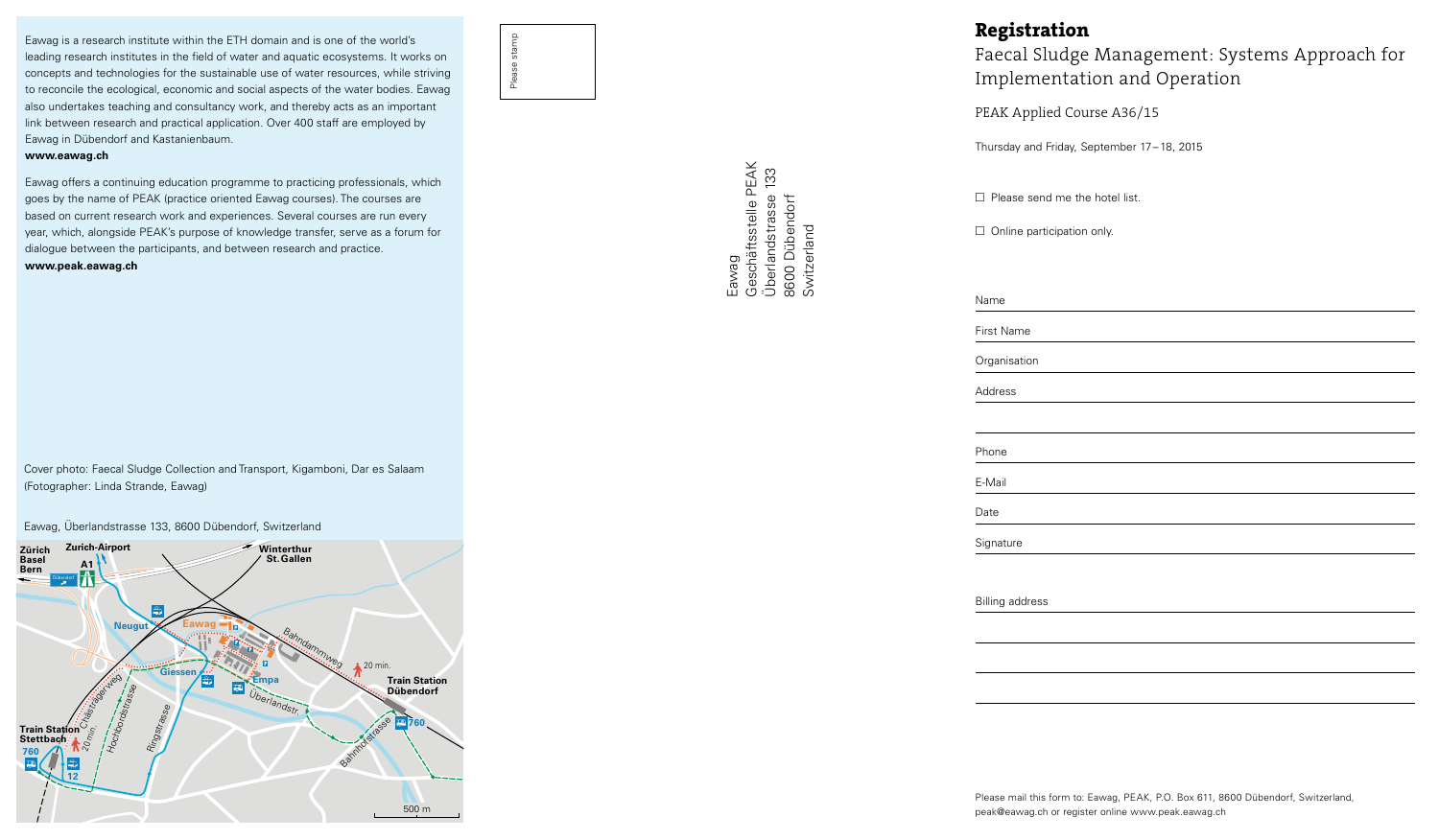Eawag is a research institute within the ETH domain and is one of the world's leading research institutes in the field of water and aquatic ecosystems. It works on concepts and technologies for the sustainable use of water resources, while striving to reconcile the ecological, economic and social aspects of the water bodies. Eawag also undertakes teaching and consultancy work, and thereby acts as an important link between research and practical application. Over 400 staff are employed by Eawag in Dübendorf and Kastanienbaum.

**www.eawag.ch**

Eawag offers a continuing education programme to practicing professionals, which goes by the name of PEAK (practice oriented Eawag courses). The courses are based on current research work and experiences. Several courses are run every year, which, alongside PEAK's purpose of knowledge transfer, serve as a forum for dialogue between the participants, and between research and practice.

**www.peak.eawag.ch**

Cover photo: Faecal Sludge Collection and Transport, Kigamboni, Dar es Salaam (Fotographer: Linda Strande, Eawag)

Eawag, Überlandstrasse 133, 8600 Dübendorf, Switzerland

Zürich
Basel
Bern
Zurich-Airport
A1
Dübendorf
Winterthur
St. Gallen
Neugut
Eawag
Bahndammweg
20 min.
Giessen
Empa
Train Station
Dübendorf
Überlandstr.
Chriesbaumweg
Hochbordstrasse
Ringstrasse
Bahnhofstrasse
760
Train Station
Stettbach
20 min.
760
12
500 m

Please stamp

Eawag
Geschäftsstelle PEAK
Überlandstrasse 133
8600 Dübendorf
Switzerland

# Registration

## Faecal Sludge Management: Systems Approach for Implementation and Operation

PEAK Applied Course A36/15

Thursday and Friday, September 17–18, 2015

☐ Please send me the hotel list.

☐ Online participation only.

Name

First Name

Organisation

Address

Phone

E-Mail

Date

Signature

Billing address

Please mail this form to: Eawag, PEAK, P.O. Box 611, 8600 Dübendorf, Switzerland, peak@eawag.ch or register online www.peak.eawag.ch